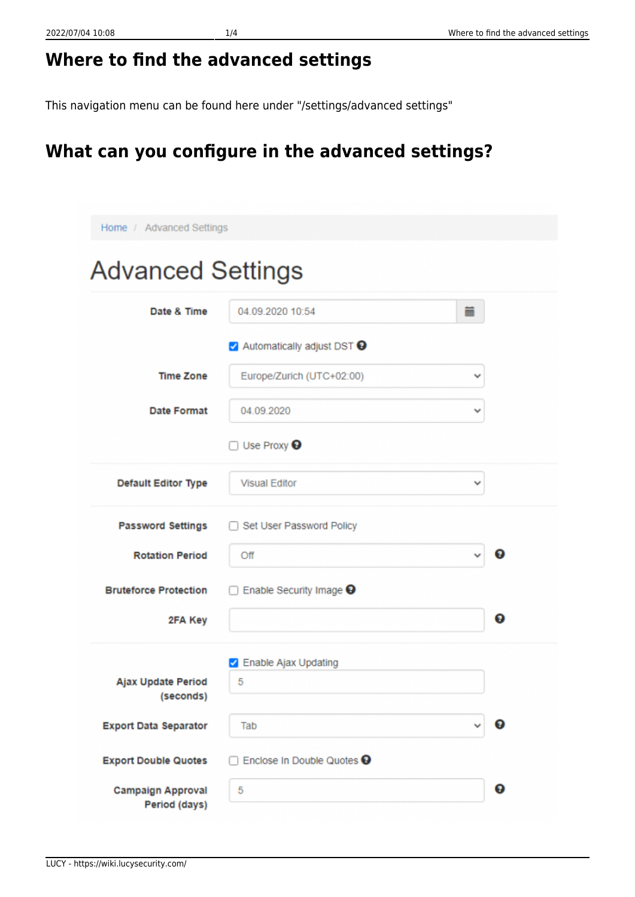# Where to find the advanced settings

This navigation menu can be found here under "/settings/advanced settings"

# What can you configure in the advanced settings?

Home / Advanced Settings

## Advanced Settings

**Date & Time** 04.09.2020 10:54

☑ Automatically adjust DST

**Time Zone** Europe/Zurich (UTC+02:00)

**Date Format** 04.09.2020

☐ Use Proxy

**Default Editor Type** Visual Editor

**Password Settings** ☐ Set User Password Policy

**Rotation Period** Off

**Bruteforce Protection** ☐ Enable Security Image

**2FA Key**

☑ Enable Ajax Updating

**Ajax Update Period (seconds)** 5

**Export Data Separator** Tab

**Export Double Quotes** ☐ Enclose In Double Quotes

**Campaign Approval Period (days)** 5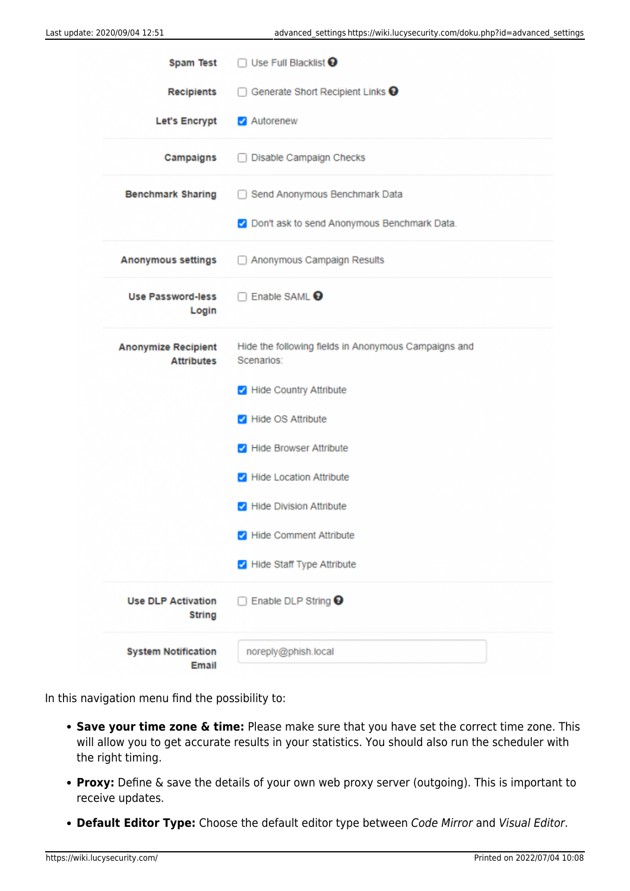| | |
|---|---|
| **Spam Test** | ☐ Use Full Blacklist |
| **Recipients** | ☐ Generate Short Recipient Links |
| **Let's Encrypt** | ☑ Autorenew |
| **Campaigns** | ☐ Disable Campaign Checks |
| **Benchmark Sharing** | ☐ Send Anonymous Benchmark Data |
| | ☑ Don't ask to send Anonymous Benchmark Data. |
| **Anonymous settings** | ☐ Anonymous Campaign Results |
| **Use Password-less Login** | ☐ Enable SAML |
| **Anonymize Recipient Attributes** | Hide the following fields in Anonymous Campaigns and Scenarios: |
| | ☑ Hide Country Attribute |
| | ☑ Hide OS Attribute |
| | ☑ Hide Browser Attribute |
| | ☑ Hide Location Attribute |
| | ☑ Hide Division Attribute |
| | ☑ Hide Comment Attribute |
| | ☑ Hide Staff Type Attribute |
| **Use DLP Activation String** | ☐ Enable DLP String |
| **System Notification Email** | noreply@phish.local |

In this navigation menu find the possibility to:

- **Save your time zone & time:** Please make sure that you have set the correct time zone. This will allow you to get accurate results in your statistics. You should also run the scheduler with the right timing.
- **Proxy:** Define & save the details of your own web proxy server (outgoing). This is important to receive updates.
- **Default Editor Type:** Choose the default editor type between *Code Mirror* and *Visual Editor*.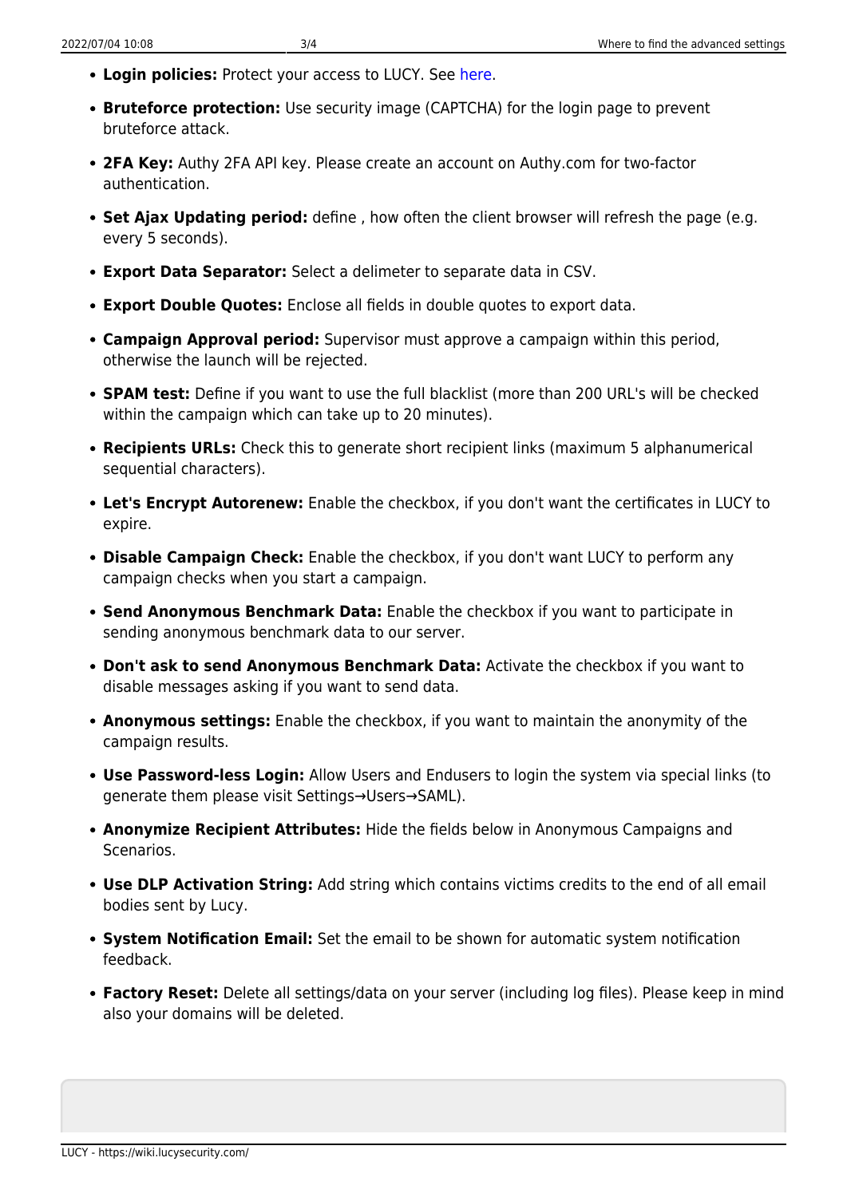- **Login policies:** Protect your access to LUCY. See here.
- **Bruteforce protection:** Use security image (CAPTCHA) for the login page to prevent bruteforce attack.
- **2FA Key:** Authy 2FA API key. Please create an account on Authy.com for two-factor authentication.
- **Set Ajax Updating period:** define , how often the client browser will refresh the page (e.g. every 5 seconds).
- **Export Data Separator:** Select a delimeter to separate data in CSV.
- **Export Double Quotes:** Enclose all fields in double quotes to export data.
- **Campaign Approval period:** Supervisor must approve a campaign within this period, otherwise the launch will be rejected.
- **SPAM test:** Define if you want to use the full blacklist (more than 200 URL's will be checked within the campaign which can take up to 20 minutes).
- **Recipients URLs:** Check this to generate short recipient links (maximum 5 alphanumerical sequential characters).
- **Let's Encrypt Autorenew:** Enable the checkbox, if you don't want the certificates in LUCY to expire.
- **Disable Campaign Check:** Enable the checkbox, if you don't want LUCY to perform any campaign checks when you start a campaign.
- **Send Anonymous Benchmark Data:** Enable the checkbox if you want to participate in sending anonymous benchmark data to our server.
- **Don't ask to send Anonymous Benchmark Data:** Activate the checkbox if you want to disable messages asking if you want to send data.
- **Anonymous settings:** Enable the checkbox, if you want to maintain the anonymity of the campaign results.
- **Use Password-less Login:** Allow Users and Endusers to login the system via special links (to generate them please visit Settings→Users→SAML).
- **Anonymize Recipient Attributes:** Hide the fields below in Anonymous Campaigns and Scenarios.
- **Use DLP Activation String:** Add string which contains victims credits to the end of all email bodies sent by Lucy.
- **System Notification Email:** Set the email to be shown for automatic system notification feedback.
- **Factory Reset:** Delete all settings/data on your server (including log files). Please keep in mind also your domains will be deleted.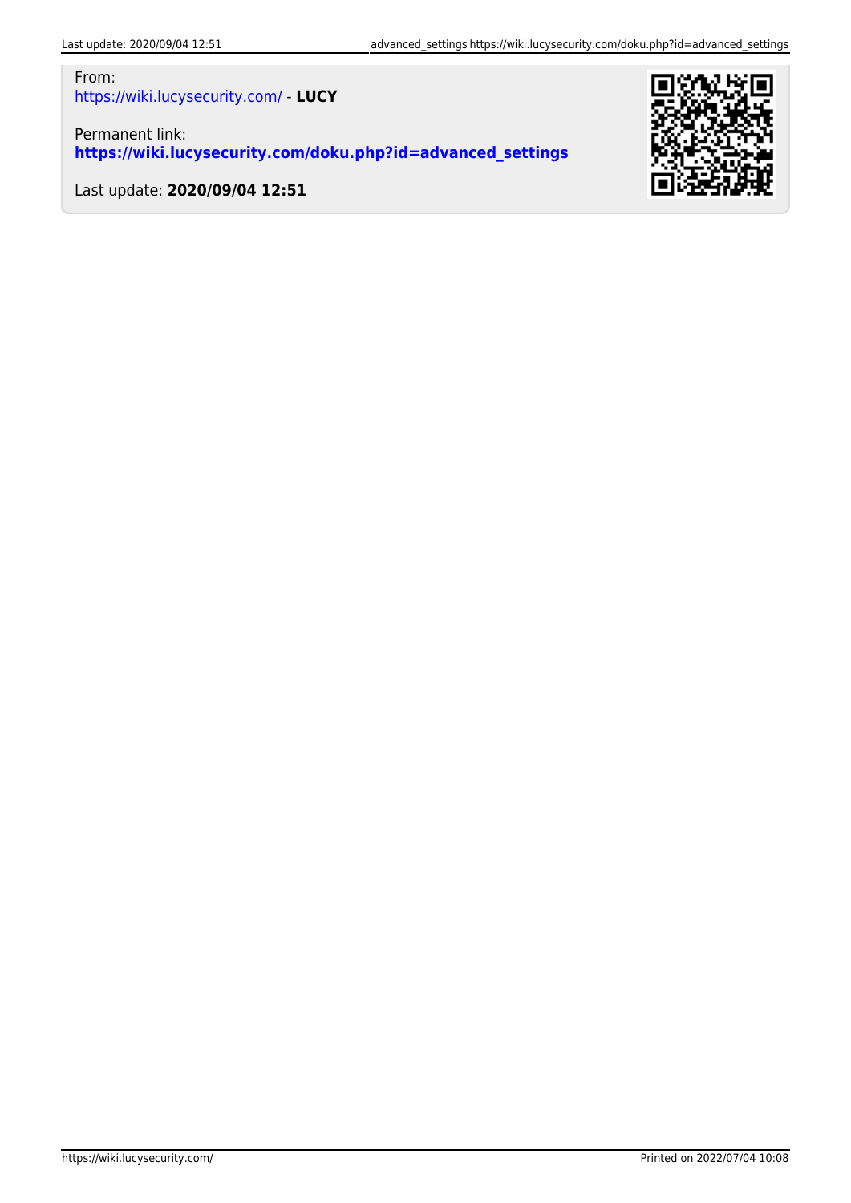From:
https://wiki.lucysecurity.com/ - **LUCY**

Permanent link:
**https://wiki.lucysecurity.com/doku.php?id=advanced_settings**

Last update: **2020/09/04 12:51**